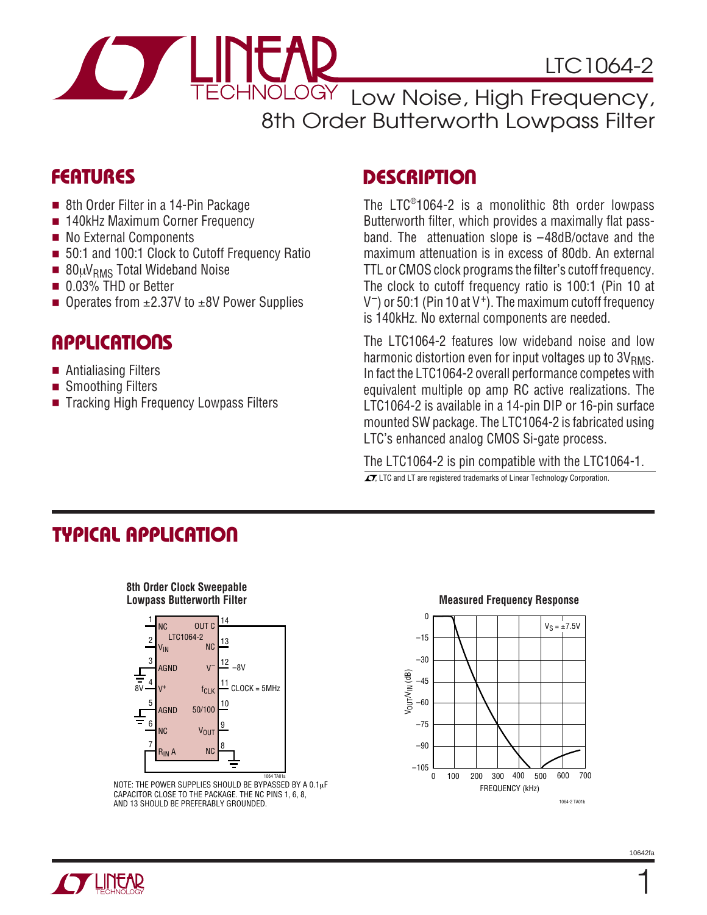# LTC1064-2

## Low Noise, High Frequency, 8th Order Butterworth Lowpass Filter

## FEATURES

- 8th Order Filter in a 14-Pin Package
- 140kHz Maximum Corner Frequency
- No External Components
- 50:1 and 100:1 Clock to Cutoff Frequency Ratio
- $80\mu V_{RMS}$ Total Wideband Noise
- 0.03% THD or Better
- Operates from ±2.37V to ±8V Power Supplies

## APPLICATIONS

- Antialiasing Filters
- Smoothing Filters
- Tracking High Frequency Lowpass Filters

## DESCRIPTION

The LTC®1064-2 is a monolithic 8th order lowpass Butterworth filter, which provides a maximally flat passband. The attenuation slope is –48dB/octave and the maximum attenuation is in excess of 80db. An external TTL or CMOS clock programs the filter's cutoff frequency. The clock to cutoff frequency ratio is 100:1 (Pin 10 at $V^–$) or 50:1 (Pin 10 at $V^+$). The maximum cutoff frequency is 140kHz. No external components are needed.

The LTC1064-2 features low wideband noise and low harmonic distortion even for input voltages up to $3V_{RMS}$. In fact the LTC1064-2 overall performance competes with equivalent multiple op amp RC active realizations. The LTC1064-2 is available in a 14-pin DIP or 16-pin surface mounted SW package. The LTC1064-2 is fabricated using LTC's enhanced analog CMOS Si-gate process.

The LTC1064-2 is pin compatible with the LTC1064-1.

LT, LTC and LT are registered trademarks of Linear Technology Corporation.

## TYPICAL APPLICATION

**8th Order Clock Sweepable Lowpass Butterworth Filter**

| Pin | Left | Right | Pin | Connection |
|---|---|---|---|---|
| 1 | NC | OUT C | 14 | |
| 2 | $V_{IN}$ | NC | 13 | |
| 3 | AGND | $V^–$ | 12 | –8V |
| 4 (8V) | $V^+$ | $f_{CLK}$ | 11 | CLOCK = 5MHz |
| 5 | AGND | 50/100 | 10 | |
| 6 | NC | $V_{OUT}$ | 9 | |
| 7 | $R_{IN}$ A | NC | 8 | |

NOTE: THE POWER SUPPLIES SHOULD BE BYPASSED BY A 0.1µF CAPACITOR CLOSE TO THE PACKAGE. THE NC PINS 1, 6, 8, AND 13 SHOULD BE PREFERABLY GROUNDED.

**Measured Frequency Response**

$V_S = ±7.5V$; $V_{OUT}/V_{IN}$ (dB) from 0 to –105 vs FREQUENCY (kHz) from 0 to 700.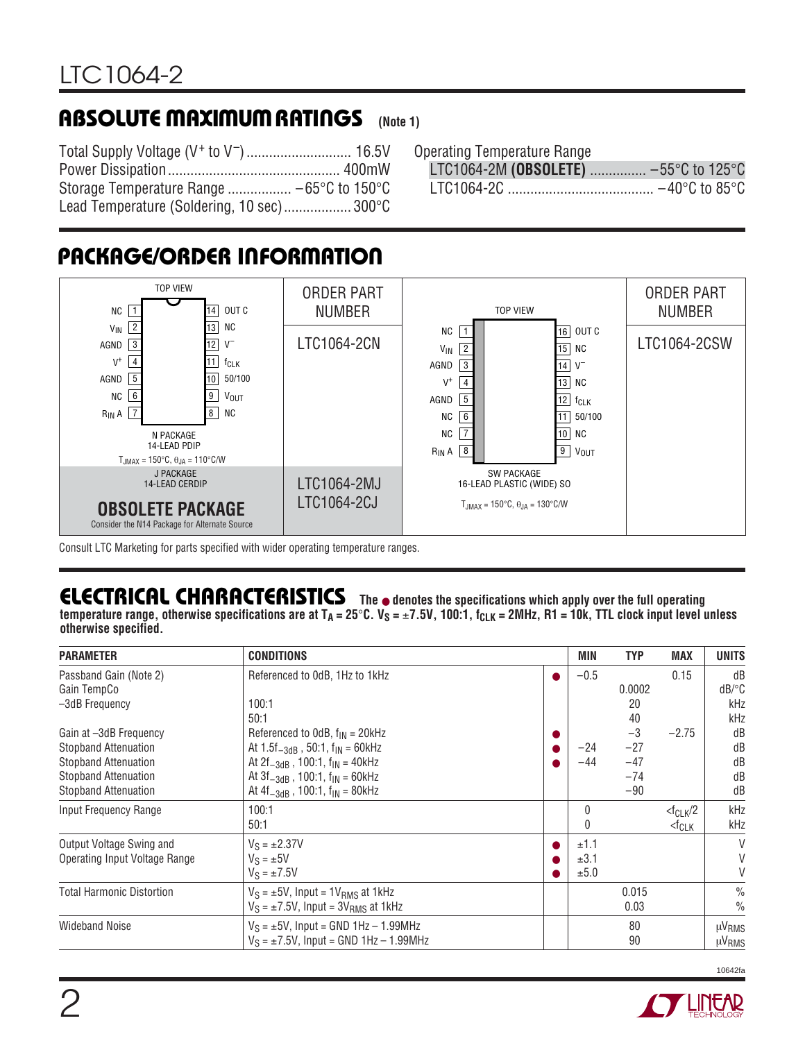## ABSOLUTE MAXIMUM RATINGS (Note 1)

Total Supply Voltage ($V^+$ to $V^-$) ............................ 16.5V
Power Dissipation ............................................ 400mW
Storage Temperature Range ................. –65°C to 150°C
Lead Temperature (Soldering, 10 sec) .................. 300°C

Operating Temperature Range
LTC1064-2M **(OBSOLETE)** ............... –55°C to 125°C
LTC1064-2C ...................................... –40°C to 85°C

## PACKAGE/ORDER INFORMATION

| TOP VIEW | ORDER PART NUMBER | TOP VIEW | ORDER PART NUMBER |
|---|---|---|---|
| NC 1 / 14 OUT C; $V_{IN}$ 2 / 13 NC; AGND 3 / 12 $V^-$; $V^+$ 4 / 11 $f_{CLK}$; AGND 5 / 10 50/100; NC 6 / 9 $V_{OUT}$; $R_{IN}$ A 7 / 8 NC. N PACKAGE 14-LEAD PDIP, $T_{JMAX}$ = 150°C, $\theta_{JA}$ = 110°C/W | LTC1064-2CN | NC 1 / 16 OUT C; $V_{IN}$ 2 / 15 NC; AGND 3 / 14 $V^-$; $V^+$ 4 / 13 NC; AGND 5 / 12 $f_{CLK}$; NC 6 / 11 50/100; NC 7 / 10 NC; $R_{IN}$ A 8 / 9 $V_{OUT}$. SW PACKAGE 16-LEAD PLASTIC (WIDE) SO, $T_{JMAX}$ = 150°C, $\theta_{JA}$ = 130°C/W | LTC1064-2CSW |
| J PACKAGE 14-LEAD CERDIP. **OBSOLETE PACKAGE** Consider the N14 Package for Alternate Source | LTC1064-2MJ LTC1064-2CJ | | |

Consult LTC Marketing for parts specified with wider operating temperature ranges.

## ELECTRICAL CHARACTERISTICS

**The ● denotes the specifications which apply over the full operating temperature range, otherwise specifications are at $T_A$ = 25°C. $V_S$ = ±7.5V, 100:1, $f_{CLK}$ = 2MHz, R1 = 10k, TTL clock input level unless otherwise specified.**

| PARAMETER | CONDITIONS | | MIN | TYP | MAX | UNITS |
|---|---|---|---|---|---|---|
| Passband Gain (Note 2) | Referenced to 0dB, 1Hz to 1kHz | ● | –0.5 | | 0.15 | dB |
| Gain TempCo | | | | 0.0002 | | dB/°C |
| –3dB Frequency | 100:1 | | | 20 | | kHz |
| | 50:1 | | | 40 | | kHz |
| Gain at –3dB Frequency | Referenced to 0dB, $f_{IN}$ = 20kHz | ● | | –3 | –2.75 | dB |
| Stopband Attenuation | At $1.5f_{-3dB}$, 50:1, $f_{IN}$ = 60kHz | ● | –24 | –27 | | dB |
| Stopband Attenuation | At $2f_{-3dB}$, 100:1, $f_{IN}$ = 40kHz | ● | –44 | –47 | | dB |
| Stopband Attenuation | At $3f_{-3dB}$, 100:1, $f_{IN}$ = 60kHz | | | –74 | | dB |
| Stopband Attenuation | At $4f_{-3dB}$, 100:1, $f_{IN}$ = 80kHz | | | –90 | | dB |
| Input Frequency Range | 100:1 | | 0 | | $<f_{CLK}/2$ | kHz |
| | 50:1 | | 0 | | $<f_{CLK}$ | kHz |
| Output Voltage Swing and Operating Input Voltage Range | $V_S$ = ±2.37V | ● | ±1.1 | | | V |
| | $V_S$ = ±5V | ● | ±3.1 | | | V |
| | $V_S$ = ±7.5V | ● | ±5.0 | | | V |
| Total Harmonic Distortion | $V_S$ = ±5V, Input = $1V_{RMS}$ at 1kHz | | | 0.015 | | % |
| | $V_S$ = ±7.5V, Input = $3V_{RMS}$ at 1kHz | | | 0.03 | | % |
| Wideband Noise | $V_S$ = ±5V, Input = GND 1Hz – 1.99MHz | | | 80 | | $\mu V_{RMS}$ |
| | $V_S$ = ±7.5V, Input = GND 1Hz – 1.99MHz | | | 90 | | $\mu V_{RMS}$ |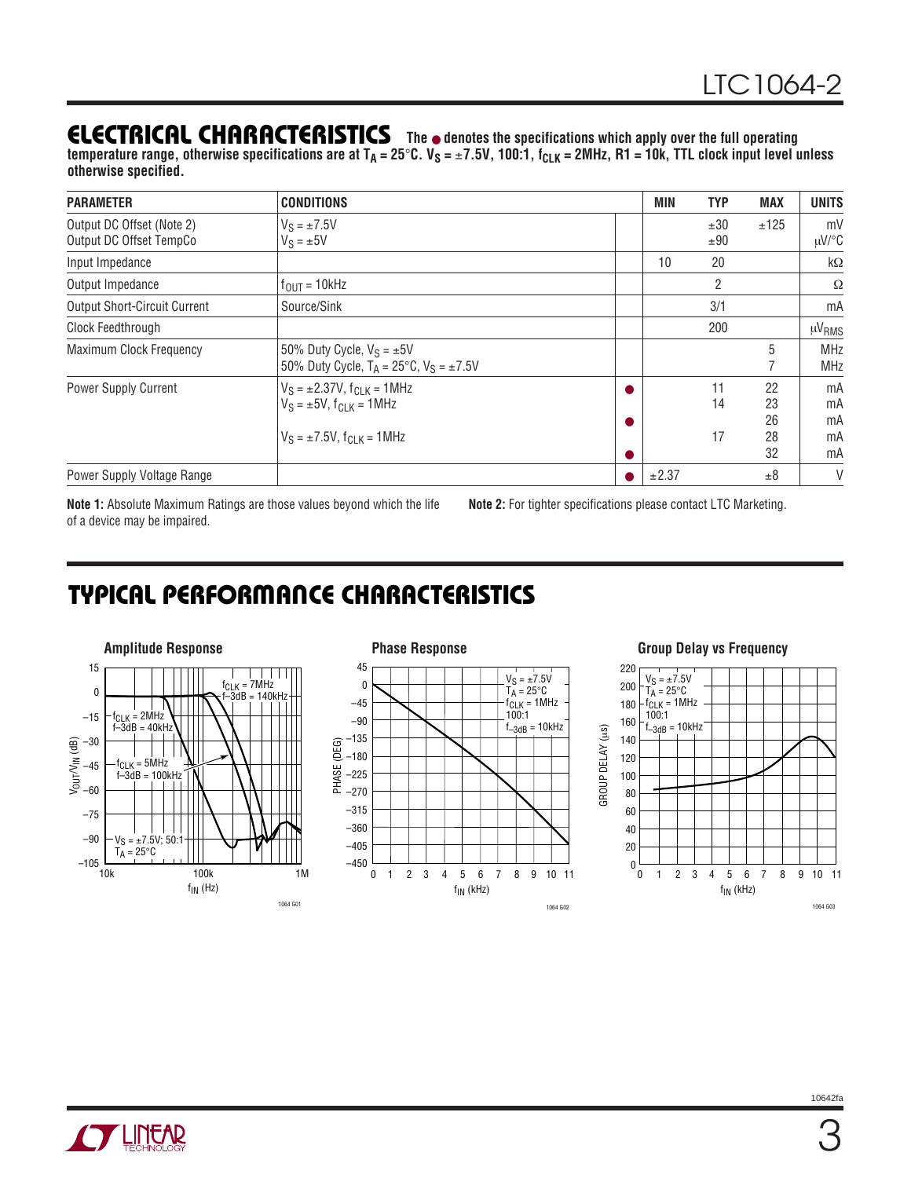## ELECTRICAL CHARACTERISTICS

**The ● denotes the specifications which apply over the full operating temperature range, otherwise specifications are at $T_A = 25°C$. $V_S = ±7.5V$, 100:1, $f_{CLK} = 2MHz$, R1 = 10k, TTL clock input level unless otherwise specified.**

| PARAMETER | CONDITIONS | | MIN | TYP | MAX | UNITS |
|---|---|---|---|---|---|---|
| Output DC Offset (Note 2) | $V_S = ±7.5V$ | | | ±30 | ±125 | mV |
| Output DC Offset TempCo | $V_S = ±5V$ | | | ±90 | | μV/°C |
| Input Impedance | | | 10 | 20 | | kΩ |
| Output Impedance | $f_{OUT} = 10kHz$ | | | 2 | | Ω |
| Output Short-Circuit Current | Source/Sink | | | 3/1 | | mA |
| Clock Feedthrough | | | | 200 | | $μV_{RMS}$ |
| Maximum Clock Frequency | 50% Duty Cycle, $V_S = ±5V$ | | | | 5 | MHz |
| | 50% Duty Cycle, $T_A = 25°C$, $V_S = ±7.5V$ | | | | 7 | MHz |
| Power Supply Current | $V_S = ±2.37V$, $f_{CLK} = 1MHz$ | ● | | 11 | 22 | mA |
| | $V_S = ±5V$, $f_{CLK} = 1MHz$ | | | 14 | 23 | mA |
| | | ● | | | 26 | mA |
| | $V_S = ±7.5V$, $f_{CLK} = 1MHz$ | | | 17 | 28 | mA |
| | | ● | | | 32 | mA |
| Power Supply Voltage Range | | ● | ±2.37 | | ±8 | V |

**Note 1:** Absolute Maximum Ratings are those values beyond which the life of a device may be impaired.

**Note 2:** For tighter specifications please contact LTC Marketing.

## TYPICAL PERFORMANCE CHARACTERISTICS

**Amplitude Response**

**Phase Response**

**Group Delay vs Frequency**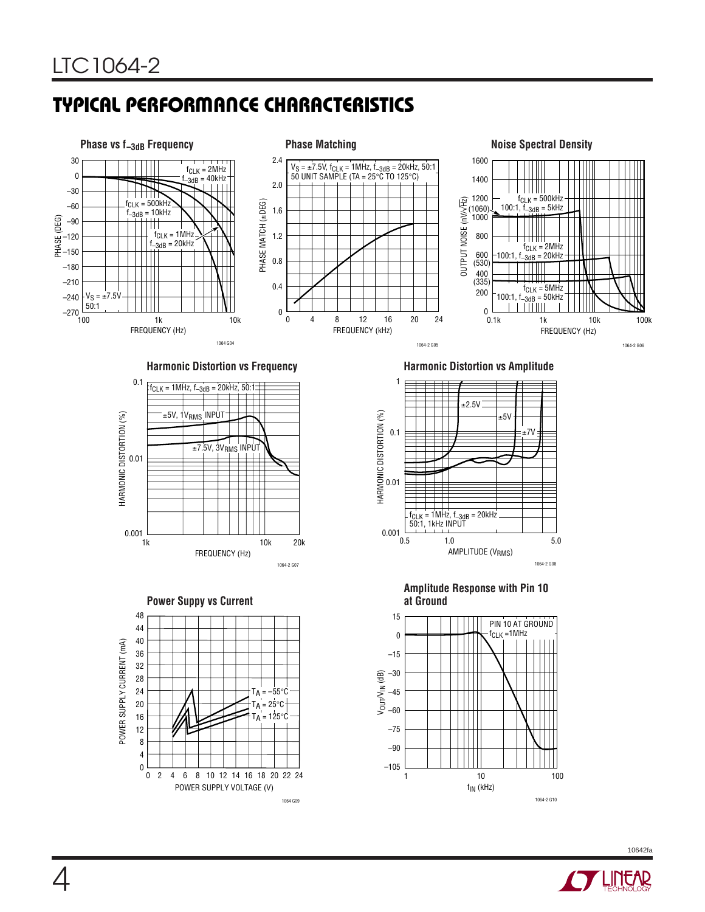## TYPICAL PERFORMANCE CHARACTERISTICS

**Phase vs $f_{-3dB}$ Frequency**

PHASE (DEG) vs FREQUENCY (Hz)

$f_{CLK}$ = 2MHz, $f_{-3dB}$ = 40kHz
$f_{CLK}$ = 500kHz, $f_{-3dB}$ = 10kHz
$f_{CLK}$ = 1MHz, $f_{-3dB}$ = 20kHz
$V_S$ = ±7.5V, 50:1

1064 G04

**Phase Matching**

PHASE MATCH (±DEG) vs FREQUENCY (kHz)

$V_S$ = ±7.5V, $f_{CLK}$ = 1MHz, $f_{-3dB}$ = 20kHz, 50:1
50 UNIT SAMPLE (TA = 25°C TO 125°C)

1064-2 G05

**Noise Spectral Density**

OUTPUT NOISE (nV/√Hz) vs FREQUENCY (Hz)

$f_{CLK}$ = 500kHz, 100:1, $f_{-3dB}$ = 5kHz (1060)
$f_{CLK}$ = 2MHz, 100:1, $f_{-3dB}$ = 20kHz (530)
$f_{CLK}$ = 5MHz, 100:1, $f_{-3dB}$ = 50kHz (335)

1064-2 G06

**Harmonic Distortion vs Frequency**

HARMONIC DISTORTION (%) vs FREQUENCY (Hz)

$f_{CLK}$ = 1MHz, $f_{-3dB}$ = 20kHz, 50:1
±5V, $1V_{RMS}$ INPUT
±7.5V, $3V_{RMS}$ INPUT

1064-2 G07

**Harmonic Distortion vs Amplitude**

HARMONIC DISTORTION (%) vs AMPLITUDE ($V_{RMS}$)

±2.5V, ±5V, ±7V
$f_{CLK}$ = 1MHz, $f_{-3dB}$ = 20kHz
50:1, 1kHz INPUT

1064-2 G08

**Power Suppy vs Current**

POWER SUPPLY CURRENT (mA) vs POWER SUPPLY VOLTAGE (V)

$T_A$ = –55°C
$T_A$ = 25°C
$T_A$ = 125°C

1064 G09

**Amplitude Response with Pin 10 at Ground**

$V_{OUT}/V_{IN}$ (dB) vs $f_{IN}$ (kHz)

PIN 10 AT GROUND
$f_{CLK}$ =1MHz

1064-2 G10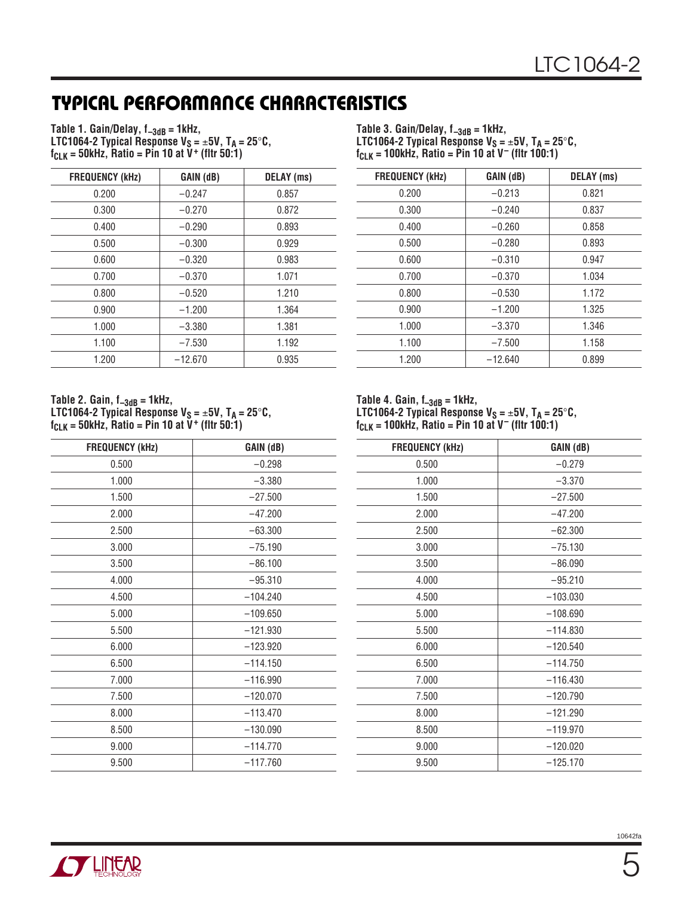## TYPICAL PERFORMANCE CHARACTERISTICS

**Table 1. Gain/Delay, $f_{-3dB}$ = 1kHz, LTC1064-2 Typical Response $V_S$ = ±5V, $T_A$ = 25°C, $f_{CLK}$ = 50kHz, Ratio = Pin 10 at $V^+$ (fltr 50:1)**

| FREQUENCY (kHz) | GAIN (dB) | DELAY (ms) |
|---|---|---|
| 0.200 | −0.247 | 0.857 |
| 0.300 | −0.270 | 0.872 |
| 0.400 | −0.290 | 0.893 |
| 0.500 | −0.300 | 0.929 |
| 0.600 | −0.320 | 0.983 |
| 0.700 | −0.370 | 1.071 |
| 0.800 | −0.520 | 1.210 |
| 0.900 | −1.200 | 1.364 |
| 1.000 | −3.380 | 1.381 |
| 1.100 | −7.530 | 1.192 |
| 1.200 | −12.670 | 0.935 |

**Table 2. Gain, $f_{-3dB}$ = 1kHz, LTC1064-2 Typical Response $V_S$ = ±5V, $T_A$ = 25°C, $f_{CLK}$ = 50kHz, Ratio = Pin 10 at $V^+$ (fltr 50:1)**

| FREQUENCY (kHz) | GAIN (dB) |
|---|---|
| 0.500 | −0.298 |
| 1.000 | −3.380 |
| 1.500 | −27.500 |
| 2.000 | −47.200 |
| 2.500 | −63.300 |
| 3.000 | −75.190 |
| 3.500 | −86.100 |
| 4.000 | −95.310 |
| 4.500 | −104.240 |
| 5.000 | −109.650 |
| 5.500 | −121.930 |
| 6.000 | −123.920 |
| 6.500 | −114.150 |
| 7.000 | −116.990 |
| 7.500 | −120.070 |
| 8.000 | −113.470 |
| 8.500 | −130.090 |
| 9.000 | −114.770 |
| 9.500 | −117.760 |

**Table 3. Gain/Delay, $f_{-3dB}$ = 1kHz, LTC1064-2 Typical Response $V_S$ = ±5V, $T_A$ = 25°C, $f_{CLK}$ = 100kHz, Ratio = Pin 10 at $V^-$ (fltr 100:1)**

| FREQUENCY (kHz) | GAIN (dB) | DELAY (ms) |
|---|---|---|
| 0.200 | −0.213 | 0.821 |
| 0.300 | −0.240 | 0.837 |
| 0.400 | −0.260 | 0.858 |
| 0.500 | −0.280 | 0.893 |
| 0.600 | −0.310 | 0.947 |
| 0.700 | −0.370 | 1.034 |
| 0.800 | −0.530 | 1.172 |
| 0.900 | −1.200 | 1.325 |
| 1.000 | −3.370 | 1.346 |
| 1.100 | −7.500 | 1.158 |
| 1.200 | −12.640 | 0.899 |

**Table 4. Gain, $f_{-3dB}$ = 1kHz, LTC1064-2 Typical Response $V_S$ = ±5V, $T_A$ = 25°C, $f_{CLK}$ = 100kHz, Ratio = Pin 10 at $V^-$ (fltr 100:1)**

| FREQUENCY (kHz) | GAIN (dB) |
|---|---|
| 0.500 | −0.279 |
| 1.000 | −3.370 |
| 1.500 | −27.500 |
| 2.000 | −47.200 |
| 2.500 | −62.300 |
| 3.000 | −75.130 |
| 3.500 | −86.090 |
| 4.000 | −95.210 |
| 4.500 | −103.030 |
| 5.000 | −108.690 |
| 5.500 | −114.830 |
| 6.000 | −120.540 |
| 6.500 | −114.750 |
| 7.000 | −116.430 |
| 7.500 | −120.790 |
| 8.000 | −121.290 |
| 8.500 | −119.970 |
| 9.000 | −120.020 |
| 9.500 | −125.170 |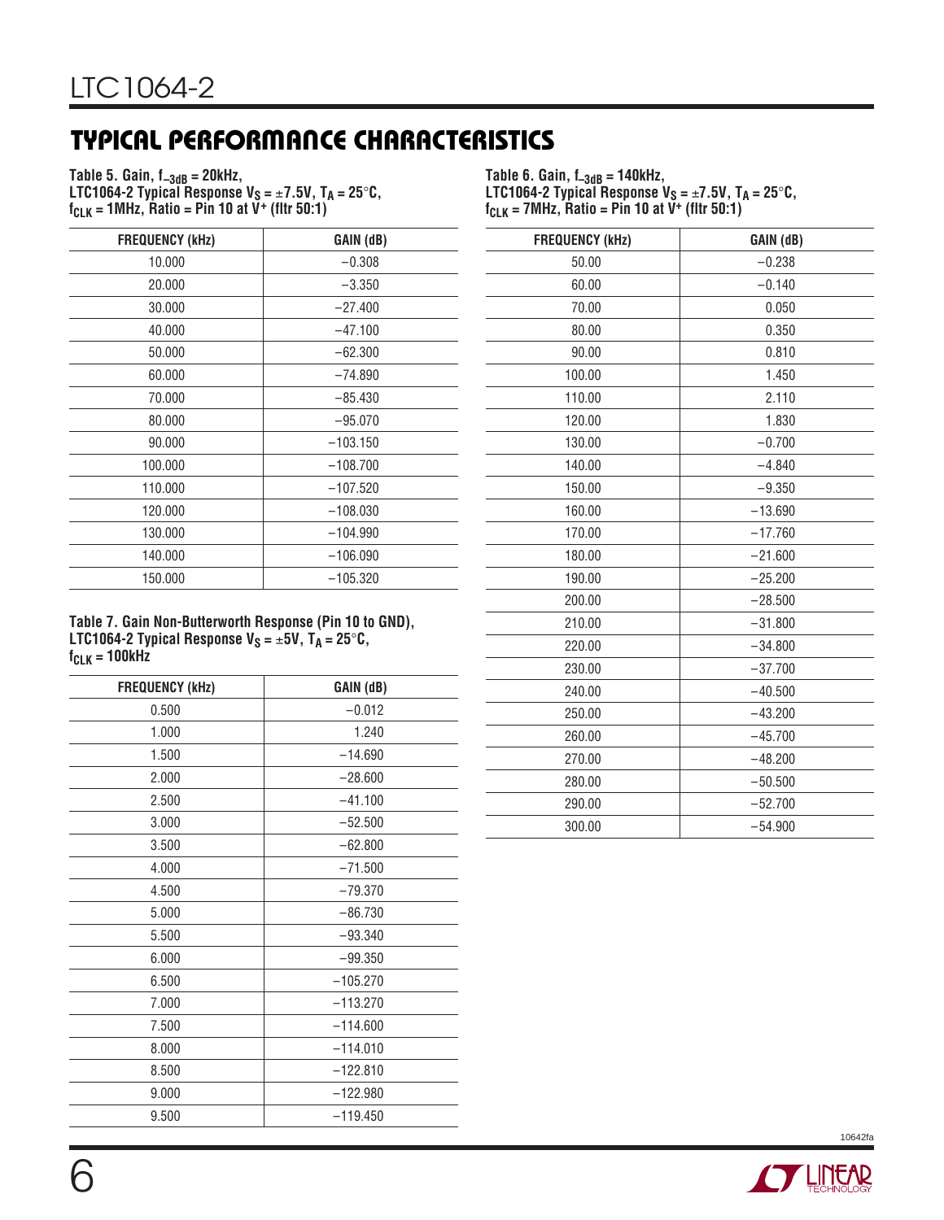## TYPICAL PERFORMANCE CHARACTERISTICS

**Table 5. Gain, $f_{-3dB}$ = 20kHz, LTC1064-2 Typical Response $V_S$ = ±7.5V, $T_A$ = 25°C, $f_{CLK}$ = 1MHz, Ratio = Pin 10 at $V^+$ (fltr 50:1)**

| FREQUENCY (kHz) | GAIN (dB) |
|---|---|
| 10.000 | −0.308 |
| 20.000 | −3.350 |
| 30.000 | −27.400 |
| 40.000 | −47.100 |
| 50.000 | −62.300 |
| 60.000 | −74.890 |
| 70.000 | −85.430 |
| 80.000 | −95.070 |
| 90.000 | −103.150 |
| 100.000 | −108.700 |
| 110.000 | −107.520 |
| 120.000 | −108.030 |
| 130.000 | −104.990 |
| 140.000 | −106.090 |
| 150.000 | −105.320 |

**Table 7. Gain Non-Butterworth Response (Pin 10 to GND), LTC1064-2 Typical Response $V_S$ = ±5V, $T_A$ = 25°C, $f_{CLK}$ = 100kHz**

| FREQUENCY (kHz) | GAIN (dB) |
|---|---|
| 0.500 | −0.012 |
| 1.000 | 1.240 |
| 1.500 | −14.690 |
| 2.000 | −28.600 |
| 2.500 | −41.100 |
| 3.000 | −52.500 |
| 3.500 | −62.800 |
| 4.000 | −71.500 |
| 4.500 | −79.370 |
| 5.000 | −86.730 |
| 5.500 | −93.340 |
| 6.000 | −99.350 |
| 6.500 | −105.270 |
| 7.000 | −113.270 |
| 7.500 | −114.600 |
| 8.000 | −114.010 |
| 8.500 | −122.810 |
| 9.000 | −122.980 |
| 9.500 | −119.450 |

**Table 6. Gain, $f_{-3dB}$ = 140kHz, LTC1064-2 Typical Response $V_S$ = ±7.5V, $T_A$ = 25°C, $f_{CLK}$ = 7MHz, Ratio = Pin 10 at $V^+$ (fltr 50:1)**

| FREQUENCY (kHz) | GAIN (dB) |
|---|---|
| 50.00 | −0.238 |
| 60.00 | −0.140 |
| 70.00 | 0.050 |
| 80.00 | 0.350 |
| 90.00 | 0.810 |
| 100.00 | 1.450 |
| 110.00 | 2.110 |
| 120.00 | 1.830 |
| 130.00 | −0.700 |
| 140.00 | −4.840 |
| 150.00 | −9.350 |
| 160.00 | −13.690 |
| 170.00 | −17.760 |
| 180.00 | −21.600 |
| 190.00 | −25.200 |
| 200.00 | −28.500 |
| 210.00 | −31.800 |
| 220.00 | −34.800 |
| 230.00 | −37.700 |
| 240.00 | −40.500 |
| 250.00 | −43.200 |
| 260.00 | −45.700 |
| 270.00 | −48.200 |
| 280.00 | −50.500 |
| 290.00 | −52.700 |
| 300.00 | −54.900 |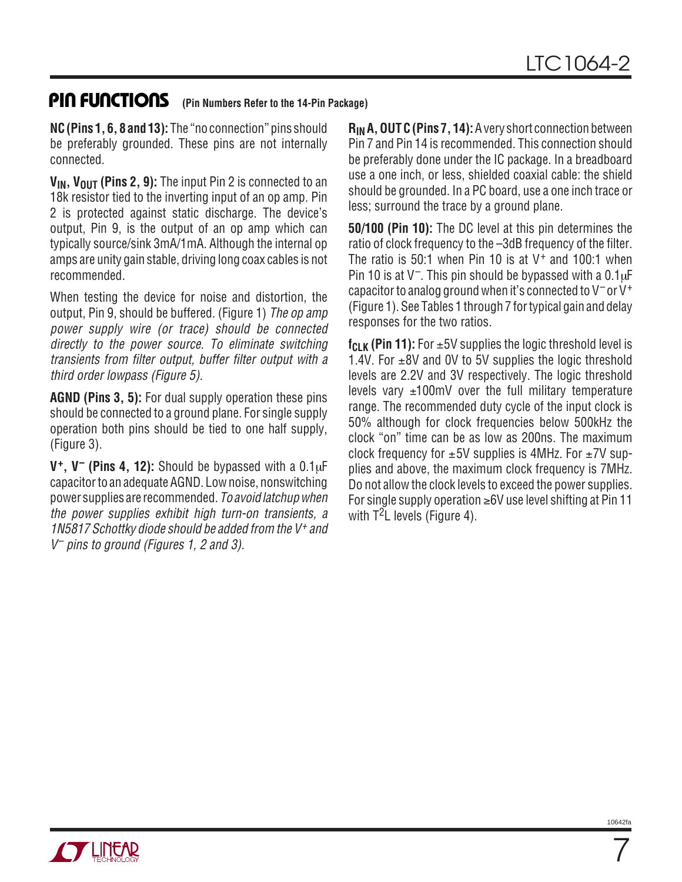## PIN FUNCTIONS (Pin Numbers Refer to the 14-Pin Package)

**NC (Pins 1, 6, 8 and 13):** The "no connection" pins should be preferably grounded. These pins are not internally connected.

**$V_{IN}$, $V_{OUT}$ (Pins 2, 9):** The input Pin 2 is connected to an 18k resistor tied to the inverting input of an op amp. Pin 2 is protected against static discharge. The device's output, Pin 9, is the output of an op amp which can typically source/sink 3mA/1mA. Although the internal op amps are unity gain stable, driving long coax cables is not recommended.

When testing the device for noise and distortion, the output, Pin 9, should be buffered. (Figure 1) *The op amp power supply wire (or trace) should be connected directly to the power source. To eliminate switching transients from filter output, buffer filter output with a third order lowpass (Figure 5).*

**AGND (Pins 3, 5):** For dual supply operation these pins should be connected to a ground plane. For single supply operation both pins should be tied to one half supply, (Figure 3).

**$V^+$, $V^-$ (Pins 4, 12):** Should be bypassed with a 0.1μF capacitor to an adequate AGND. Low noise, nonswitching power supplies are recommended. *To avoid latchup when the power supplies exhibit high turn-on transients, a 1N5817 Schottky diode should be added from the $V^+$ and $V^-$ pins to ground (Figures 1, 2 and 3).*

**$R_{IN}$ A, OUT C (Pins 7, 14):** A very short connection between Pin 7 and Pin 14 is recommended. This connection should be preferably done under the IC package. In a breadboard use a one inch, or less, shielded coaxial cable: the shield should be grounded. In a PC board, use a one inch trace or less; surround the trace by a ground plane.

**50/100 (Pin 10):** The DC level at this pin determines the ratio of clock frequency to the –3dB frequency of the filter. The ratio is 50:1 when Pin 10 is at $V^+$ and 100:1 when Pin 10 is at $V^-$. This pin should be bypassed with a 0.1μF capacitor to analog ground when it's connected to $V^-$ or $V^+$ (Figure 1). See Tables 1 through 7 for typical gain and delay responses for the two ratios.

**$f_{CLK}$ (Pin 11):** For ±5V supplies the logic threshold level is 1.4V. For ±8V and 0V to 5V supplies the logic threshold levels are 2.2V and 3V respectively. The logic threshold levels vary ±100mV over the full military temperature range. The recommended duty cycle of the input clock is 50% although for clock frequencies below 500kHz the clock "on" time can be as low as 200ns. The maximum clock frequency for ±5V supplies is 4MHz. For ±7V supplies and above, the maximum clock frequency is 7MHz. Do not allow the clock levels to exceed the power supplies. For single supply operation ≥6V use level shifting at Pin 11 with $T^2L$ levels (Figure 4).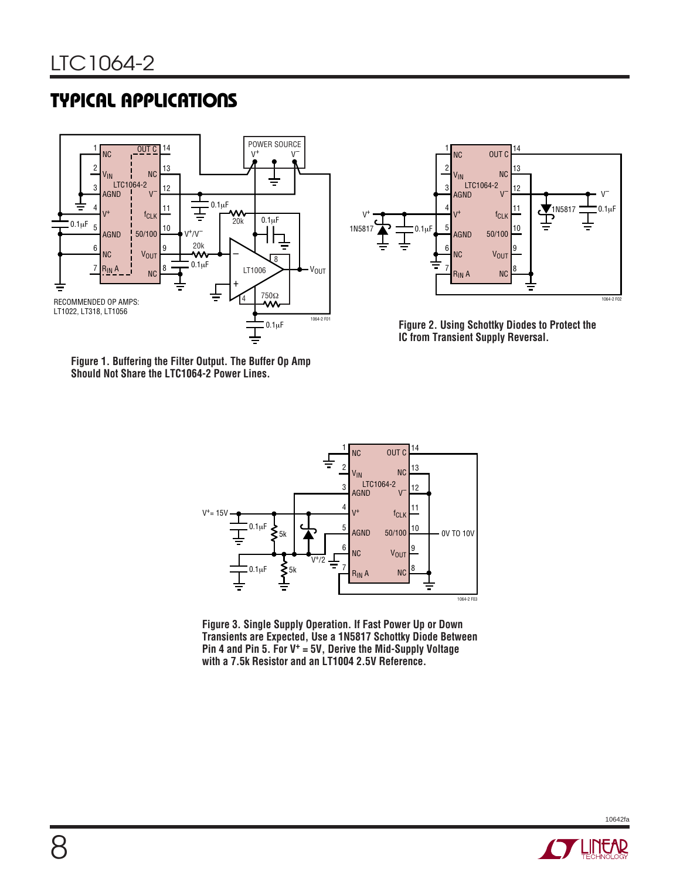## TYPICAL APPLICATIONS

RECOMMENDED OP AMPS: LT1022, LT318, LT1056

**Figure 1. Buffering the Filter Output. The Buffer Op Amp Should Not Share the LTC1064-2 Power Lines.**

**Figure 2. Using Schottky Diodes to Protect the IC from Transient Supply Reversal.**

**Figure 3. Single Supply Operation. If Fast Power Up or Down Transients are Expected, Use a 1N5817 Schottky Diode Between Pin 4 and Pin 5. For $V^+ = 5V$, Derive the Mid-Supply Voltage with a 7.5k Resistor and an LT1004 2.5V Reference.**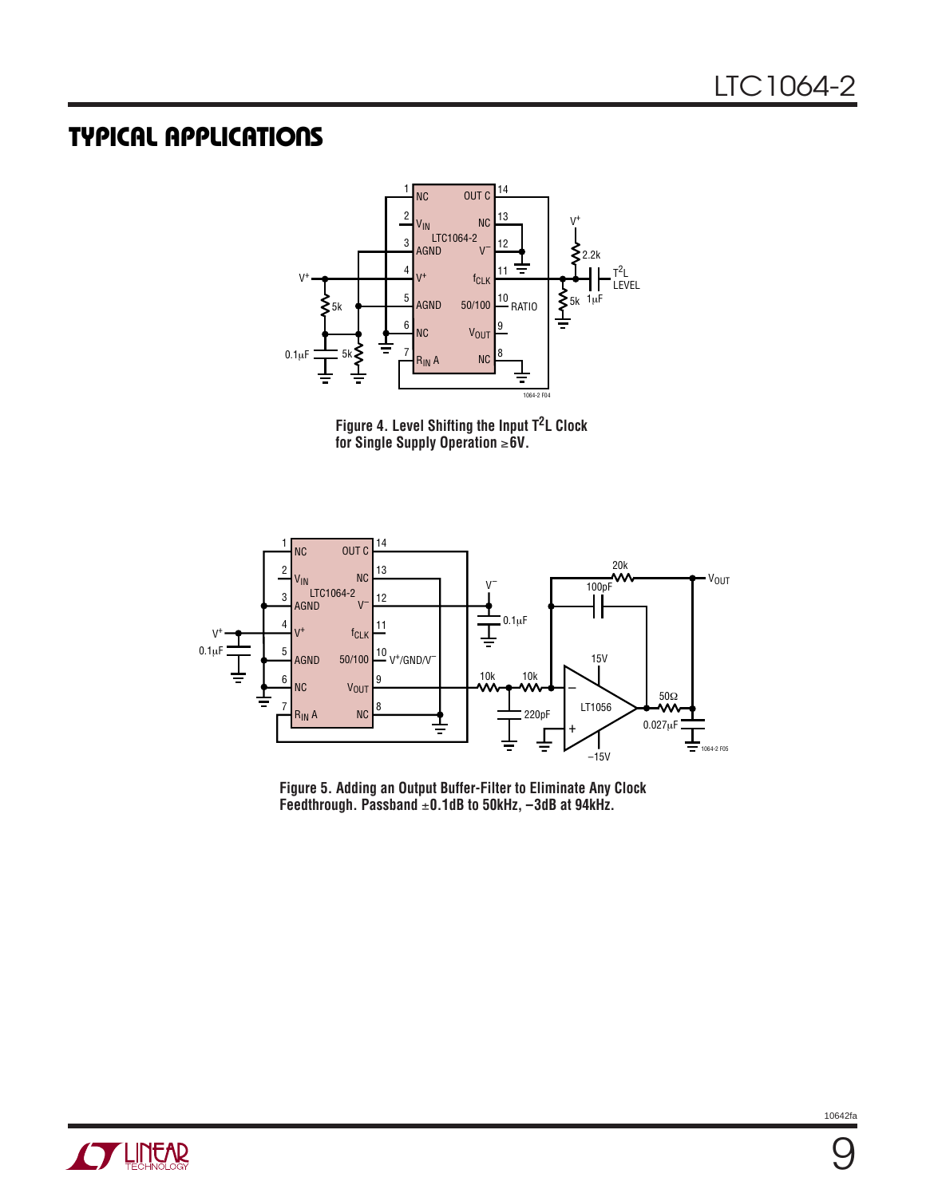## TYPICAL APPLICATIONS

Figure 4. Level Shifting the Input $T^2L$ Clock for Single Supply Operation ≥6V.

Figure 5. Adding an Output Buffer-Filter to Eliminate Any Clock Feedthrough. Passband ±0.1dB to 50kHz, –3dB at 94kHz.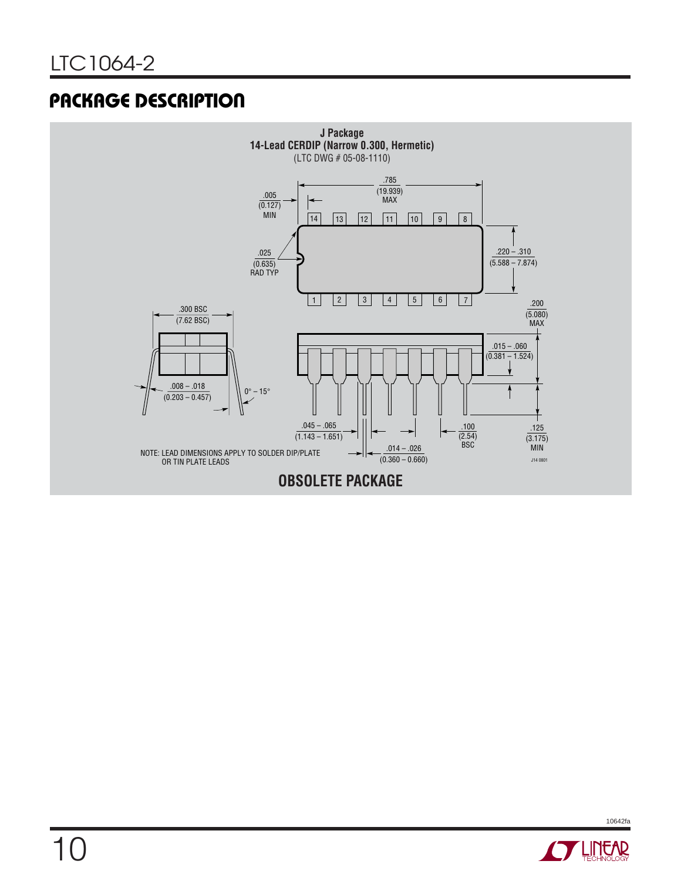## PACKAGE DESCRIPTION

**J Package**
**14-Lead CERDIP (Narrow 0.300, Hermetic)**
(LTC DWG # 05-08-1110)

.785 (19.939) MAX

.005 (0.127) MIN

.025 (0.635) RAD TYP

.220 – .310 (5.588 – 7.874)

.300 BSC (7.62 BSC)

.200 (5.080) MAX

.015 – .060 (0.381 – 1.524)

.008 – .018 (0.203 – 0.457)

0° – 15°

.045 – .065 (1.143 – 1.651)

.100 (2.54) BSC

.125 (3.175) MIN

.014 – .026 (0.360 – 0.660)

NOTE: LEAD DIMENSIONS APPLY TO SOLDER DIP/PLATE OR TIN PLATE LEADS

J14 0801

**OBSOLETE PACKAGE**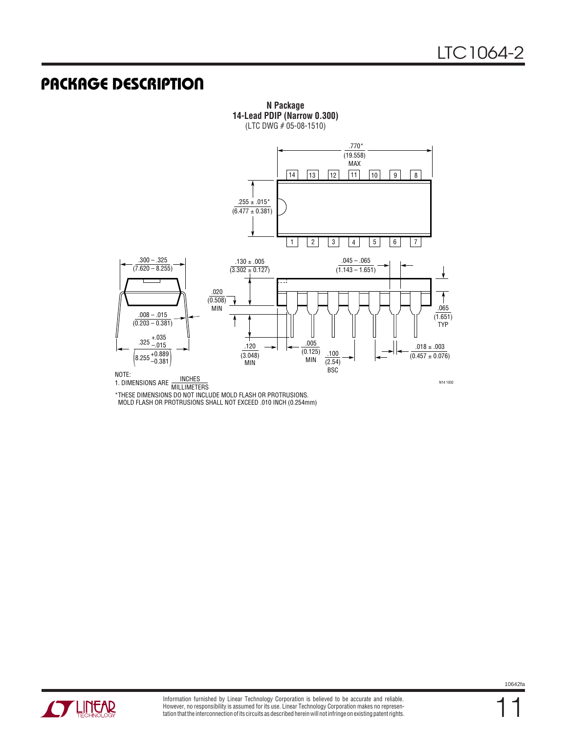## PACKAGE DESCRIPTION

**N Package**
**14-Lead PDIP (Narrow 0.300)**
(LTC DWG # 05-08-1510)

.770*
(19.558)
MAX

14 13 12 11 10 9 8

.255 ± .015*
(6.477 ± 0.381)

1 2 3 4 5 6 7

.300 – .325
(7.620 – 8.255)

.008 – .015
(0.203 – 0.381)

$.325 ^{+.035}_{-.015}$

$\left(8.255 ^{+0.889}_{-0.381}\right)$

.130 ± .005
(3.302 ± 0.127)

.020
(0.508)
MIN

.120
(3.048)
MIN

.045 – .065
(1.143 – 1.651)

.065
(1.651)
TYP

.005
(0.125)
MIN

.100
(2.54)
BSC

.018 ± .003
(0.457 ± 0.076)

N14 1002

NOTE:
1. DIMENSIONS ARE $\frac{\text{INCHES}}{\text{MILLIMETERS}}$

*THESE DIMENSIONS DO NOT INCLUDE MOLD FLASH OR PROTRUSIONS.
MOLD FLASH OR PROTRUSIONS SHALL NOT EXCEED .010 INCH (0.254mm)

Information furnished by Linear Technology Corporation is believed to be accurate and reliable. However, no responsibility is assumed for its use. Linear Technology Corporation makes no representation that the interconnection of its circuits as described herein will not infringe on existing patent rights.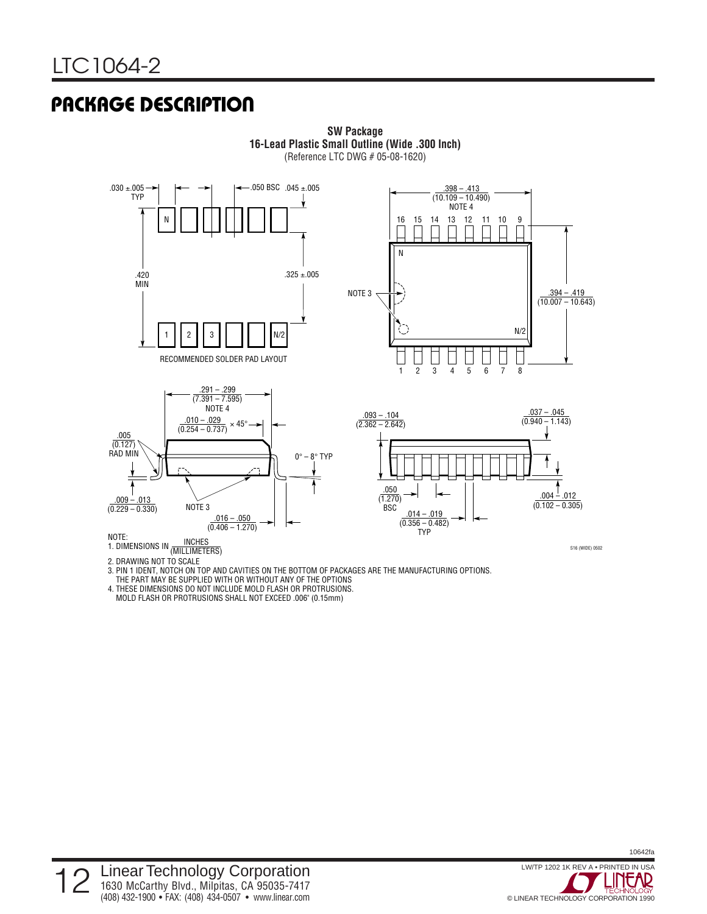## PACKAGE DESCRIPTION

**SW Package**
**16-Lead Plastic Small Outline (Wide .300 Inch)**
(Reference LTC DWG # 05-08-1620)

.030 ±.005 TYP

.050 BSC

.045 ±.005

.420 MIN

.325 ±.005

N

1 2 3 N/2

RECOMMENDED SOLDER PAD LAYOUT

.398 – .413 (10.109 – 10.490) NOTE 4

16 15 14 13 12 11 10 9

N

NOTE 3

.394 – .419 (10.007 – 10.643)

N/2

1 2 3 4 5 6 7 8

.291 – .299 (7.391 – 7.595) NOTE 4

.010 – .029 (0.254 – 0.737) × 45°

.005 (0.127) RAD MIN

0° – 8° TYP

.009 – .013 (0.229 – 0.330)

NOTE 3

.016 – .050 (0.406 – 1.270)

.093 – .104 (2.362 – 2.642)

.037 – .045 (0.940 – 1.143)

.050 (1.270) BSC

.004 – .012 (0.102 – 0.305)

.014 – .019 (0.356 – 0.482) TYP

S16 (WIDE) 0502

NOTE:
1. DIMENSIONS IN INCHES (MILLIMETERS)
2. DRAWING NOT TO SCALE
3. PIN 1 IDENT, NOTCH ON TOP AND CAVITIES ON THE BOTTOM OF PACKAGES ARE THE MANUFACTURING OPTIONS. THE PART MAY BE SUPPLIED WITH OR WITHOUT ANY OF THE OPTIONS
4. THESE DIMENSIONS DO NOT INCLUDE MOLD FLASH OR PROTRUSIONS. MOLD FLASH OR PROTRUSIONS SHALL NOT EXCEED .006" (0.15mm)

Linear Technology Corporation
1630 McCarthy Blvd., Milpitas, CA 95035-7417
(408) 432-1900 • FAX: (408) 434-0507 • www.linear.com

LW/TP 1202 1K REV A • PRINTED IN USA

© LINEAR TECHNOLOGY CORPORATION 1990